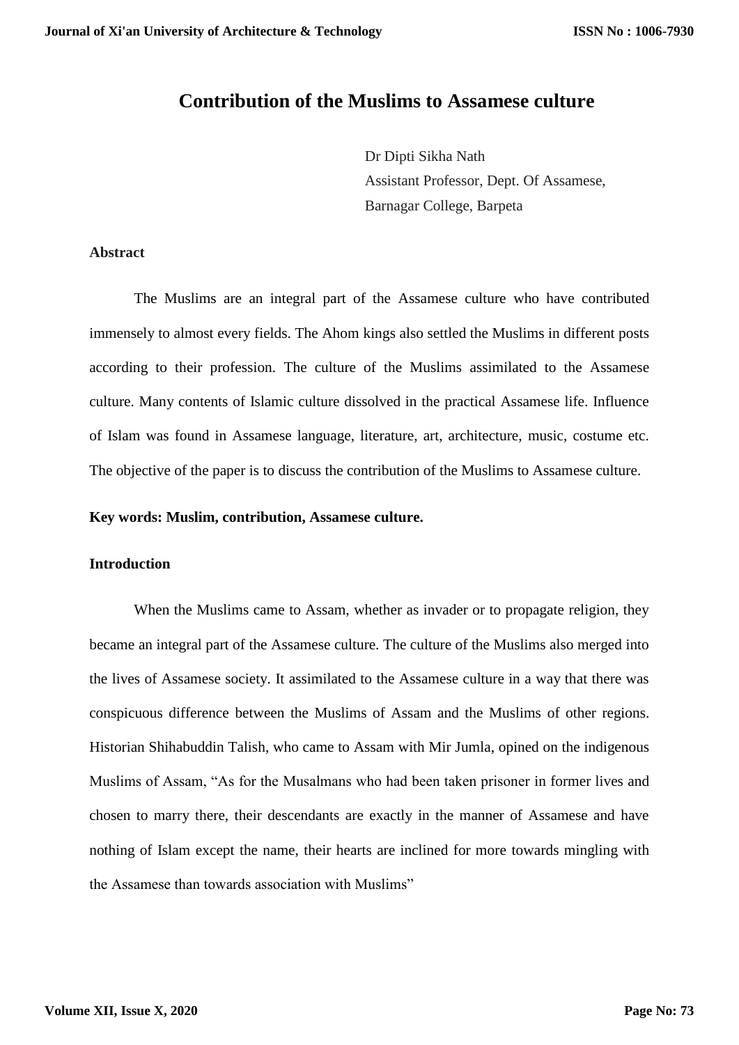# Contribution of the Muslims to Assamese culture

Dr Dipti Sikha Nath
Assistant Professor, Dept. Of Assamese,
Barnagar College, Barpeta

## Abstract

The Muslims are an integral part of the Assamese culture who have contributed immensely to almost every fields. The Ahom kings also settled the Muslims in different posts according to their profession. The culture of the Muslims assimilated to the Assamese culture. Many contents of Islamic culture dissolved in the practical Assamese life. Influence of Islam was found in Assamese language, literature, art, architecture, music, costume etc. The objective of the paper is to discuss the contribution of the Muslims to Assamese culture.

**Key words: Muslim, contribution, Assamese culture.**

## Introduction

When the Muslims came to Assam, whether as invader or to propagate religion, they became an integral part of the Assamese culture. The culture of the Muslims also merged into the lives of Assamese society. It assimilated to the Assamese culture in a way that there was conspicuous difference between the Muslims of Assam and the Muslims of other regions. Historian Shihabuddin Talish, who came to Assam with Mir Jumla, opined on the indigenous Muslims of Assam, "As for the Musalmans who had been taken prisoner in former lives and chosen to marry there, their descendants are exactly in the manner of Assamese and have nothing of Islam except the name, their hearts are inclined for more towards mingling with the Assamese than towards association with Muslims"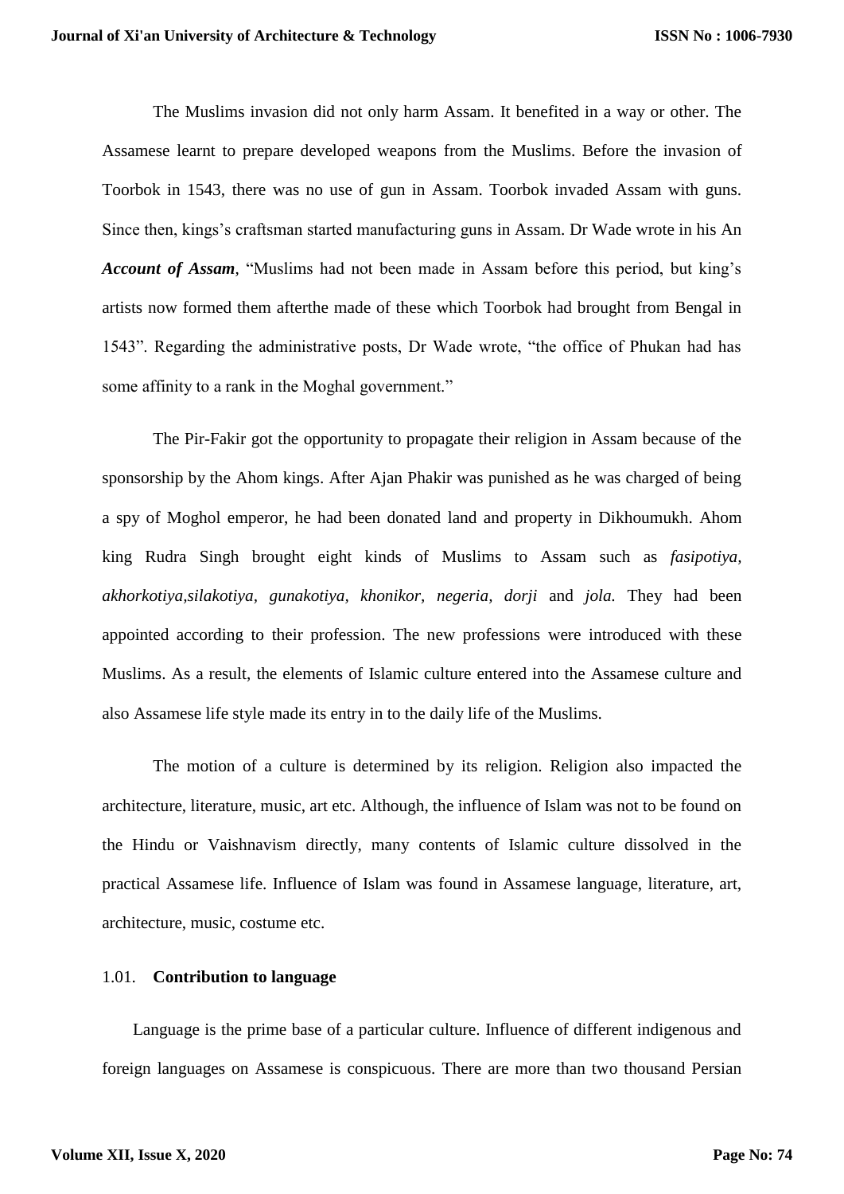The Muslims invasion did not only harm Assam. It benefited in a way or other. The Assamese learnt to prepare developed weapons from the Muslims. Before the invasion of Toorbok in 1543, there was no use of gun in Assam. Toorbok invaded Assam with guns. Since then, kings's craftsman started manufacturing guns in Assam. Dr Wade wrote in his An ***Account of Assam***, "Muslims had not been made in Assam before this period, but king's artists now formed them afterthe made of these which Toorbok had brought from Bengal in 1543". Regarding the administrative posts, Dr Wade wrote, "the office of Phukan had has some affinity to a rank in the Moghal government."

The Pir-Fakir got the opportunity to propagate their religion in Assam because of the sponsorship by the Ahom kings. After Ajan Phakir was punished as he was charged of being a spy of Moghol emperor, he had been donated land and property in Dikhoumukh. Ahom king Rudra Singh brought eight kinds of Muslims to Assam such as *fasipotiya, akhorkotiya,silakotiya, gunakotiya, khonikor, negeria, dorji* and *jola.* They had been appointed according to their profession. The new professions were introduced with these Muslims. As a result, the elements of Islamic culture entered into the Assamese culture and also Assamese life style made its entry in to the daily life of the Muslims.

The motion of a culture is determined by its religion. Religion also impacted the architecture, literature, music, art etc. Although, the influence of Islam was not to be found on the Hindu or Vaishnavism directly, many contents of Islamic culture dissolved in the practical Assamese life. Influence of Islam was found in Assamese language, literature, art, architecture, music, costume etc.

### 1.01. **Contribution to language**

Language is the prime base of a particular culture. Influence of different indigenous and foreign languages on Assamese is conspicuous. There are more than two thousand Persian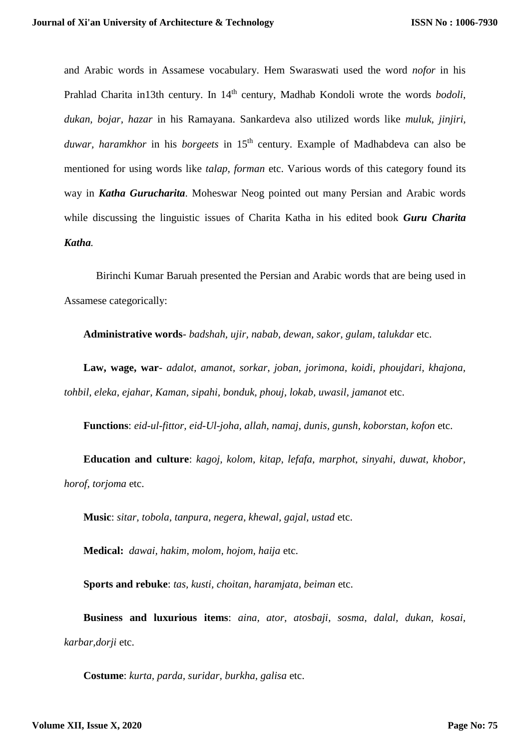and Arabic words in Assamese vocabulary. Hem Swaraswati used the word *nofor* in his Prahlad Charita in13th century. In 14th century, Madhab Kondoli wrote the words *bodoli, dukan, bojar, hazar* in his Ramayana. Sankardeva also utilized words like *muluk, jinjiri, duwar, haramkhor* in his *borgeets* in 15th century. Example of Madhabdeva can also be mentioned for using words like *talap, forman* etc. Various words of this category found its way in ***Katha Gurucharita***. Moheswar Neog pointed out many Persian and Arabic words while discussing the linguistic issues of Charita Katha in his edited book ***Guru Charita Katha.***

Birinchi Kumar Baruah presented the Persian and Arabic words that are being used in Assamese categorically:

**Administrative words**- *badshah, ujir, nabab, dewan, sakor, gulam, talukdar* etc.

**Law, wage, war**- *adalot, amanot, sorkar, joban, jorimona, koidi, phoujdari, khajona, tohbil, eleka, ejahar, Kaman, sipahi, bonduk, phouj, lokab, uwasil, jamanot* etc.

**Functions**: *eid-ul-fittor, eid-Ul-joha, allah, namaj, dunis, gunsh, koborstan, kofon* etc.

**Education and culture**: *kagoj, kolom, kitap, lefafa, marphot, sinyahi, duwat, khobor, horof, torjoma* etc.

**Music**: *sitar, tobola, tanpura, negera, khewal, gajal, ustad* etc.

**Medical:** *dawai, hakim, molom, hojom, haija* etc.

**Sports and rebuke**: *tas, kusti, choitan, haramjata, beiman* etc.

**Business and luxurious items**: *aina, ator, atosbaji, sosma, dalal, dukan, kosai, karbar,dorji* etc.

**Costume**: *kurta, parda, suridar, burkha, galisa* etc.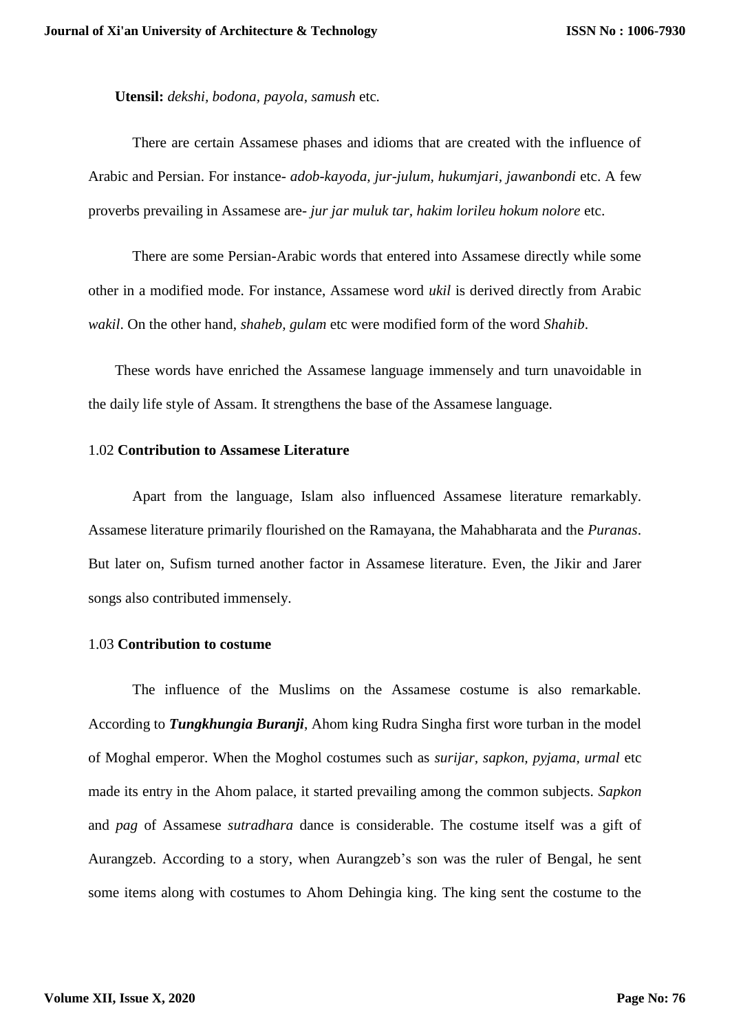**Utensil:** *dekshi, bodona, payola, samush* etc.

There are certain Assamese phases and idioms that are created with the influence of Arabic and Persian. For instance- *adob-kayoda, jur-julum, hukumjari, jawanbondi* etc. A few proverbs prevailing in Assamese are- *jur jar muluk tar, hakim lorileu hokum nolore* etc.

There are some Persian-Arabic words that entered into Assamese directly while some other in a modified mode. For instance, Assamese word *ukil* is derived directly from Arabic *wakil*. On the other hand, *shaheb, gulam* etc were modified form of the word *Shahib*.

These words have enriched the Assamese language immensely and turn unavoidable in the daily life style of Assam. It strengthens the base of the Assamese language.

### 1.02 **Contribution to Assamese Literature**

Apart from the language, Islam also influenced Assamese literature remarkably. Assamese literature primarily flourished on the Ramayana, the Mahabharata and the *Puranas*. But later on, Sufism turned another factor in Assamese literature. Even, the Jikir and Jarer songs also contributed immensely.

### 1.03 **Contribution to costume**

The influence of the Muslims on the Assamese costume is also remarkable. According to ***Tungkhungia Buranji***, Ahom king Rudra Singha first wore turban in the model of Moghal emperor. When the Moghol costumes such as *surijar, sapkon, pyjama, urmal* etc made its entry in the Ahom palace, it started prevailing among the common subjects. *Sapkon* and *pag* of Assamese *sutradhara* dance is considerable. The costume itself was a gift of Aurangzeb. According to a story, when Aurangzeb's son was the ruler of Bengal, he sent some items along with costumes to Ahom Dehingia king. The king sent the costume to the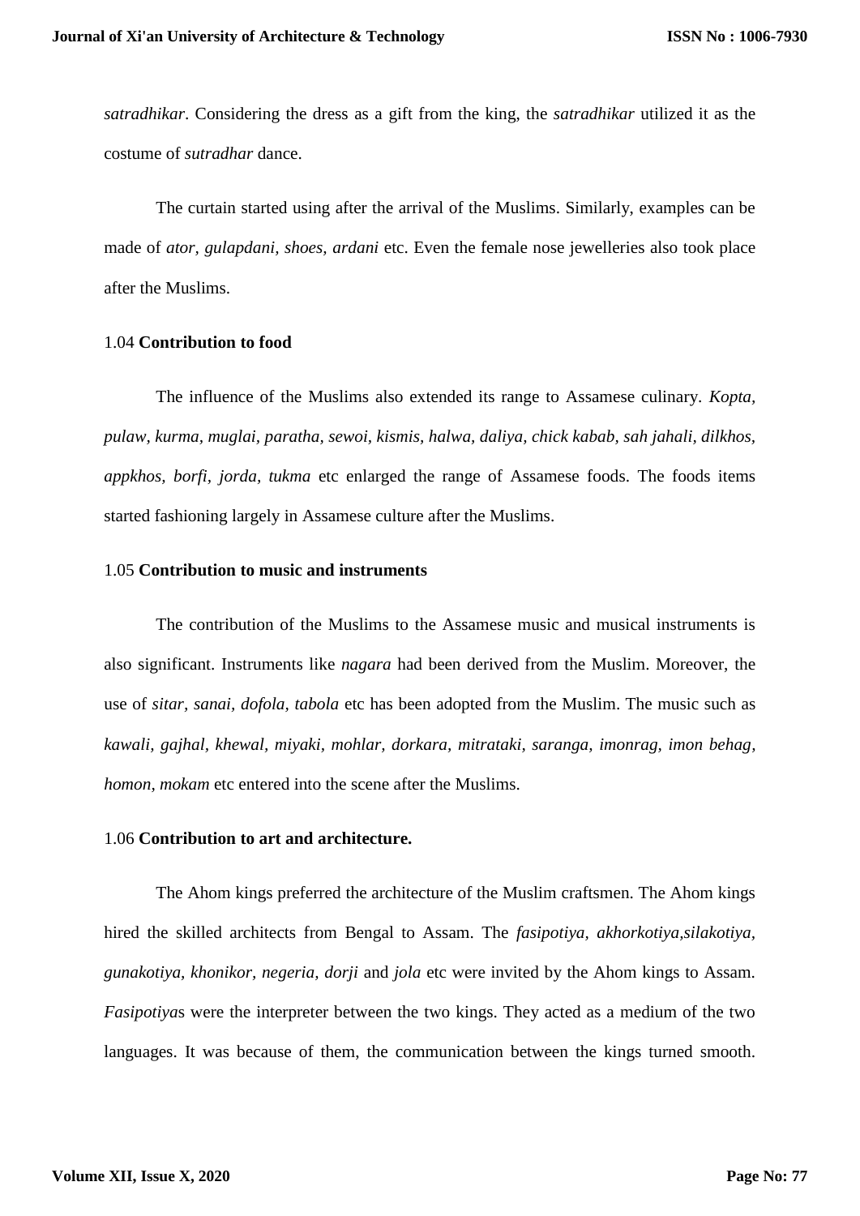*satradhikar*. Considering the dress as a gift from the king, the *satradhikar* utilized it as the costume of *sutradhar* dance.

The curtain started using after the arrival of the Muslims. Similarly, examples can be made of *ator, gulapdani, shoes, ardani* etc. Even the female nose jewelleries also took place after the Muslims.

### 1.04 **Contribution to food**

The influence of the Muslims also extended its range to Assamese culinary. *Kopta, pulaw, kurma, muglai, paratha, sewoi, kismis, halwa, daliya, chick kabab, sah jahali, dilkhos, appkhos, borfi, jorda, tukma* etc enlarged the range of Assamese foods. The foods items started fashioning largely in Assamese culture after the Muslims.

### 1.05 **Contribution to music and instruments**

The contribution of the Muslims to the Assamese music and musical instruments is also significant. Instruments like *nagara* had been derived from the Muslim. Moreover, the use of *sitar, sanai, dofola, tabola* etc has been adopted from the Muslim. The music such as *kawali, gajhal, khewal, miyaki, mohlar, dorkara, mitrataki, saranga, imonrag, imon behag, homon, mokam* etc entered into the scene after the Muslims.

### 1.06 **Contribution to art and architecture.**

The Ahom kings preferred the architecture of the Muslim craftsmen. The Ahom kings hired the skilled architects from Bengal to Assam. The *fasipotiya, akhorkotiya,silakotiya, gunakotiya, khonikor, negeria, dorji* and *jola* etc were invited by the Ahom kings to Assam. *Fasipotiya*s were the interpreter between the two kings. They acted as a medium of the two languages. It was because of them, the communication between the kings turned smooth.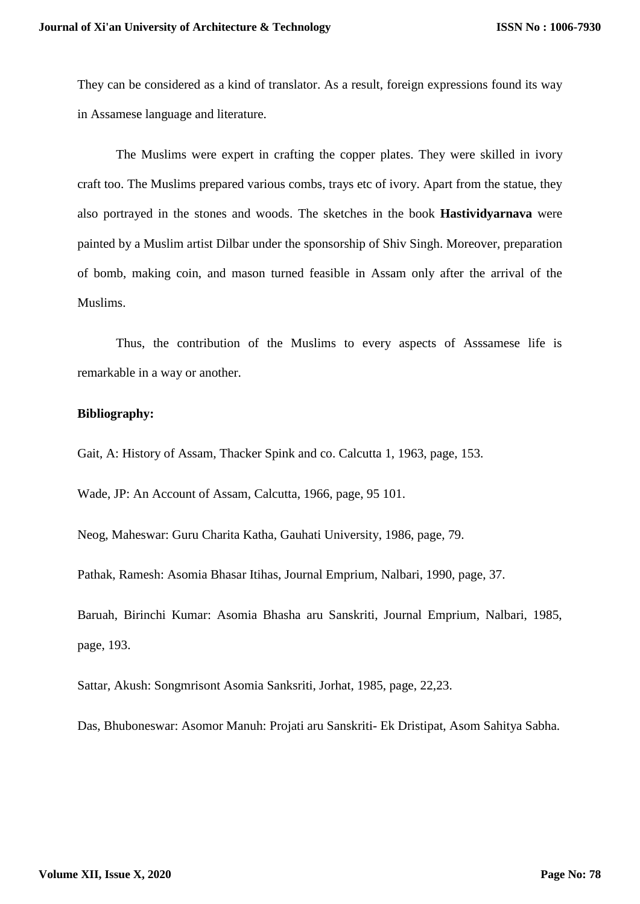They can be considered as a kind of translator. As a result, foreign expressions found its way in Assamese language and literature.

The Muslims were expert in crafting the copper plates. They were skilled in ivory craft too. The Muslims prepared various combs, trays etc of ivory. Apart from the statue, they also portrayed in the stones and woods. The sketches in the book **Hastividyarnava** were painted by a Muslim artist Dilbar under the sponsorship of Shiv Singh. Moreover, preparation of bomb, making coin, and mason turned feasible in Assam only after the arrival of the Muslims.

Thus, the contribution of the Muslims to every aspects of Asssamese life is remarkable in a way or another.

**Bibliography:**

Gait, A: History of Assam, Thacker Spink and co. Calcutta 1, 1963, page, 153.

Wade, JP: An Account of Assam, Calcutta, 1966, page, 95 101.

Neog, Maheswar: Guru Charita Katha, Gauhati University, 1986, page, 79.

Pathak, Ramesh: Asomia Bhasar Itihas, Journal Emprium, Nalbari, 1990, page, 37.

Baruah, Birinchi Kumar: Asomia Bhasha aru Sanskriti, Journal Emprium, Nalbari, 1985, page, 193.

Sattar, Akush: Songmrisont Asomia Sanksriti, Jorhat, 1985, page, 22,23.

Das, Bhuboneswar: Asomor Manuh: Projati aru Sanskriti- Ek Dristipat, Asom Sahitya Sabha.